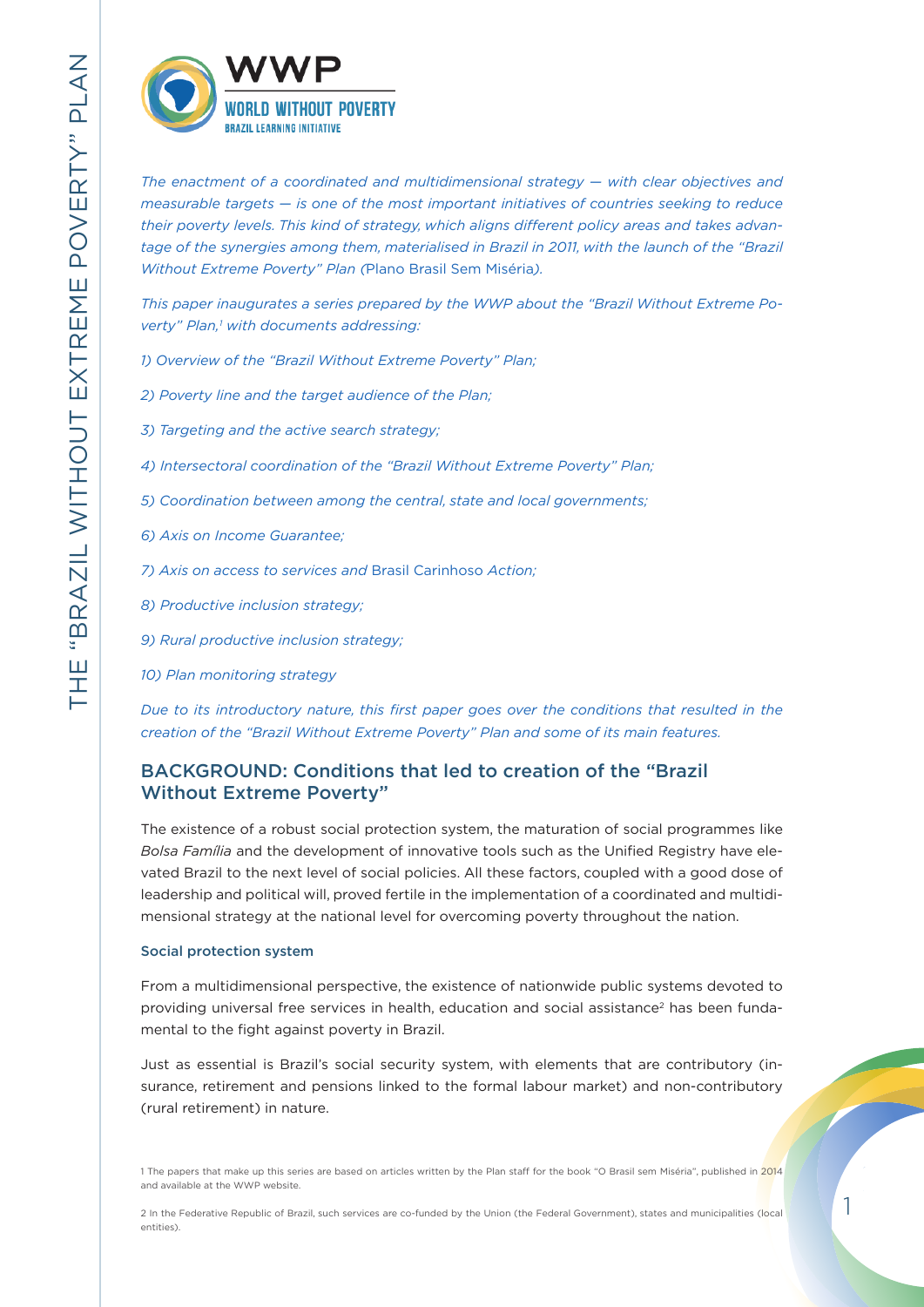*The enactment of a coordinated and multidimensional strategy — with clear objectives and measurable targets — is one of the most important initiatives of countries seeking to reduce their poverty levels. This kind of strategy, which aligns different policy areas and takes advantage of the synergies among them, materialised in Brazil in 2011, with the launch of the "Brazil Without Extreme Poverty" Plan (*Plano Brasil Sem Miséria*).*

*This paper inaugurates a series prepared by the WWP about the "Brazil Without Extreme Poverty" Plan,[1] with documents addressing:*

*1) Overview of the "Brazil Without Extreme Poverty" Plan;*

*2) Poverty line and the target audience of the Plan;*

*3) Targeting and the active search strategy;*

*4) Intersectoral coordination of the "Brazil Without Extreme Poverty" Plan;*

*5) Coordination between among the central, state and local governments;*

*6) Axis on Income Guarantee;*

*7) Axis on access to services and* Brasil Carinhoso *Action;*

*8) Productive inclusion strategy;*

*9) Rural productive inclusion strategy;*

*10) Plan monitoring strategy*

*Due to its introductory nature, this first paper goes over the conditions that resulted in the creation of the "Brazil Without Extreme Poverty" Plan and some of its main features.*

## BACKGROUND: Conditions that led to creation of the "Brazil Without Extreme Poverty"

The existence of a robust social protection system, the maturation of social programmes like *Bolsa Família* and the development of innovative tools such as the Unified Registry have elevated Brazil to the next level of social policies. All these factors, coupled with a good dose of leadership and political will, proved fertile in the implementation of a coordinated and multidimensional strategy at the national level for overcoming poverty throughout the nation.

### Social protection system

From a multidimensional perspective, the existence of nationwide public systems devoted to providing universal free services in health, education and social assistance[2] has been fundamental to the fight against poverty in Brazil.

Just as essential is Brazil's social security system, with elements that are contributory (insurance, retirement and pensions linked to the formal labour market) and non-contributory (rural retirement) in nature.

1 The papers that make up this series are based on articles written by the Plan staff for the book "O Brasil sem Miséria", published in 2014 and available at the WWP website.

2 In the Federative Republic of Brazil, such services are co-funded by the Union (the Federal Government), states and municipalities (local entities).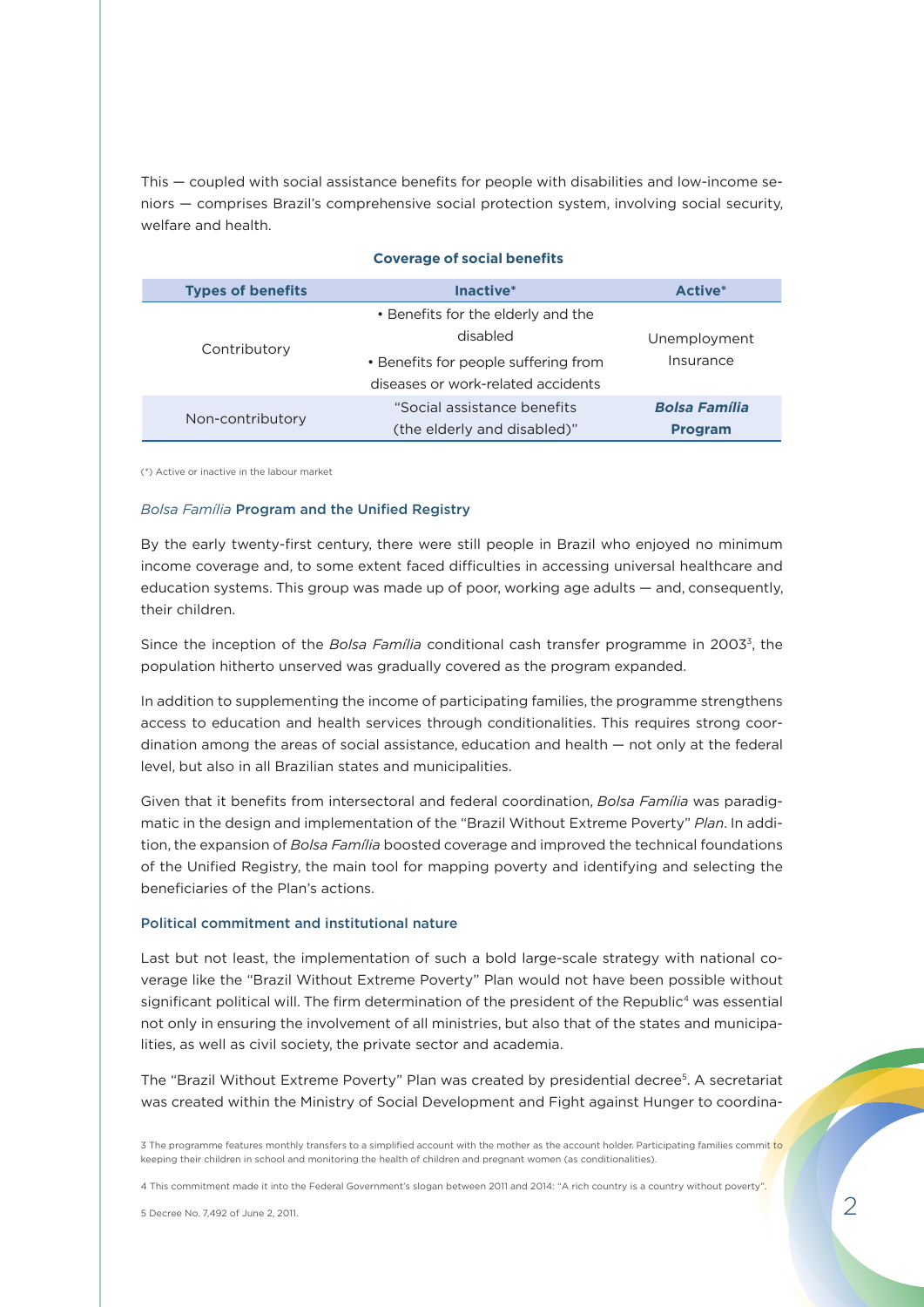This — coupled with social assistance benefits for people with disabilities and low-income seniors — comprises Brazil's comprehensive social protection system, involving social security, welfare and health.

**Coverage of social benefits**

| Types of benefits | Inactive* | Active* |
|---|---|---|
| Contributory | • Benefits for the elderly and the disabled<br>• Benefits for people suffering from diseases or work-related accidents | Unemployment Insurance |
| Non-contributory | "Social assistance benefits (the elderly and disabled)" | ***Bolsa Família* Program** |

(*) Active or inactive in the labour market

### *Bolsa Família* Program and the Unified Registry

By the early twenty-first century, there were still people in Brazil who enjoyed no minimum income coverage and, to some extent faced difficulties in accessing universal healthcare and education systems. This group was made up of poor, working age adults — and, consequently, their children.

Since the inception of the *Bolsa Família* conditional cash transfer programme in 2003[3], the population hitherto unserved was gradually covered as the program expanded.

In addition to supplementing the income of participating families, the programme strengthens access to education and health services through conditionalities. This requires strong coordination among the areas of social assistance, education and health — not only at the federal level, but also in all Brazilian states and municipalities.

Given that it benefits from intersectoral and federal coordination, *Bolsa Família* was paradigmatic in the design and implementation of the "Brazil Without Extreme Poverty" *Plan*. In addition, the expansion of *Bolsa Família* boosted coverage and improved the technical foundations of the Unified Registry, the main tool for mapping poverty and identifying and selecting the beneficiaries of the Plan's actions.

### Political commitment and institutional nature

Last but not least, the implementation of such a bold large-scale strategy with national coverage like the "Brazil Without Extreme Poverty" Plan would not have been possible without significant political will. The firm determination of the president of the Republic[4] was essential not only in ensuring the involvement of all ministries, but also that of the states and municipalities, as well as civil society, the private sector and academia.

The "Brazil Without Extreme Poverty" Plan was created by presidential decree[5]. A secretariat was created within the Ministry of Social Development and Fight against Hunger to coordina-

3 The programme features monthly transfers to a simplified account with the mother as the account holder. Participating families commit to keeping their children in school and monitoring the health of children and pregnant women (as conditionalities).

4 This commitment made it into the Federal Government's slogan between 2011 and 2014: "A rich country is a country without poverty".

5 Decree No. 7,492 of June 2, 2011.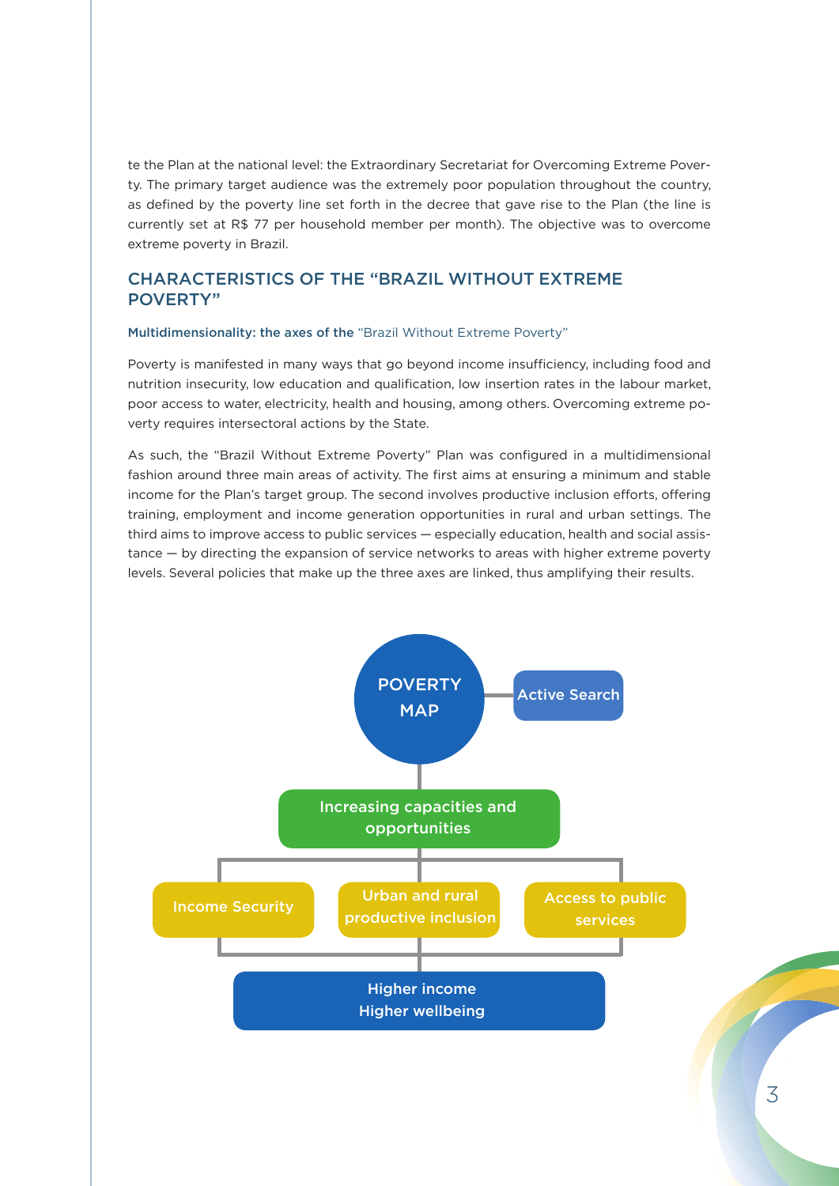te the Plan at the national level: the Extraordinary Secretariat for Overcoming Extreme Poverty. The primary target audience was the extremely poor population throughout the country, as defined by the poverty line set forth in the decree that gave rise to the Plan (the line is currently set at R$ 77 per household member per month). The objective was to overcome extreme poverty in Brazil.

## CHARACTERISTICS OF THE "BRAZIL WITHOUT EXTREME POVERTY"

### Multidimensionality: the axes of the "Brazil Without Extreme Poverty"

Poverty is manifested in many ways that go beyond income insufficiency, including food and nutrition insecurity, low education and qualification, low insertion rates in the labour market, poor access to water, electricity, health and housing, among others. Overcoming extreme poverty requires intersectoral actions by the State.

As such, the "Brazil Without Extreme Poverty" Plan was configured in a multidimensional fashion around three main areas of activity. The first aims at ensuring a minimum and stable income for the Plan's target group. The second involves productive inclusion efforts, offering training, employment and income generation opportunities in rural and urban settings. The third aims to improve access to public services — especially education, health and social assistance — by directing the expansion of service networks to areas with higher extreme poverty levels. Several policies that make up the three axes are linked, thus amplifying their results.

POVERTY MAP — Active Search

Increasing capacities and opportunities

Income Security | Urban and rural productive inclusion | Access to public services

Higher income
Higher wellbeing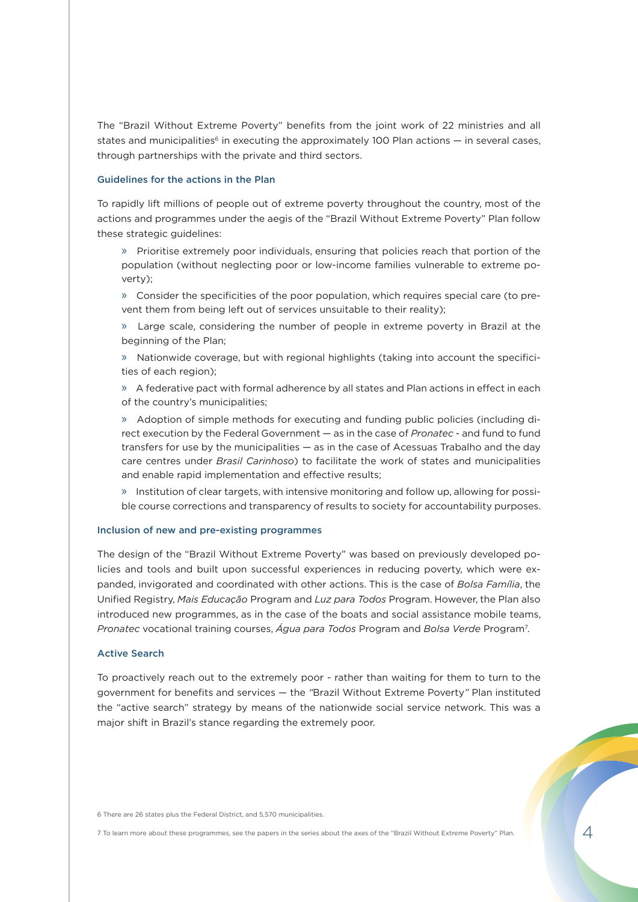The "Brazil Without Extreme Poverty" benefits from the joint work of 22 ministries and all states and municipalities[6] in executing the approximately 100 Plan actions — in several cases, through partnerships with the private and third sectors.

### Guidelines for the actions in the Plan

To rapidly lift millions of people out of extreme poverty throughout the country, most of the actions and programmes under the aegis of the "Brazil Without Extreme Poverty" Plan follow these strategic guidelines:

- Prioritise extremely poor individuals, ensuring that policies reach that portion of the population (without neglecting poor or low-income families vulnerable to extreme poverty);
- Consider the specificities of the poor population, which requires special care (to prevent them from being left out of services unsuitable to their reality);
- Large scale, considering the number of people in extreme poverty in Brazil at the beginning of the Plan;
- Nationwide coverage, but with regional highlights (taking into account the specificities of each region);
- A federative pact with formal adherence by all states and Plan actions in effect in each of the country's municipalities;
- Adoption of simple methods for executing and funding public policies (including direct execution by the Federal Government — as in the case of *Pronatec* - and fund to fund transfers for use by the municipalities — as in the case of Acessuas Trabalho and the day care centres under *Brasil Carinhoso*) to facilitate the work of states and municipalities and enable rapid implementation and effective results;
- Institution of clear targets, with intensive monitoring and follow up, allowing for possible course corrections and transparency of results to society for accountability purposes.

### Inclusion of new and pre-existing programmes

The design of the "Brazil Without Extreme Poverty" was based on previously developed policies and tools and built upon successful experiences in reducing poverty, which were expanded, invigorated and coordinated with other actions. This is the case of *Bolsa Família*, the Unified Registry, *Mais Educação* Program and *Luz para Todos* Program. However, the Plan also introduced new programmes, as in the case of the boats and social assistance mobile teams, *Pronatec* vocational training courses, *Água para Todos* Program and *Bolsa Verde* Program[7].

### Active Search

To proactively reach out to the extremely poor - rather than waiting for them to turn to the government for benefits and services — the "Brazil Without Extreme Poverty" Plan instituted the "active search" strategy by means of the nationwide social service network. This was a major shift in Brazil's stance regarding the extremely poor.

6 There are 26 states plus the Federal District, and 5,570 municipalities.

7 To learn more about these programmes, see the papers in the series about the axes of the "Brazil Without Extreme Poverty" Plan.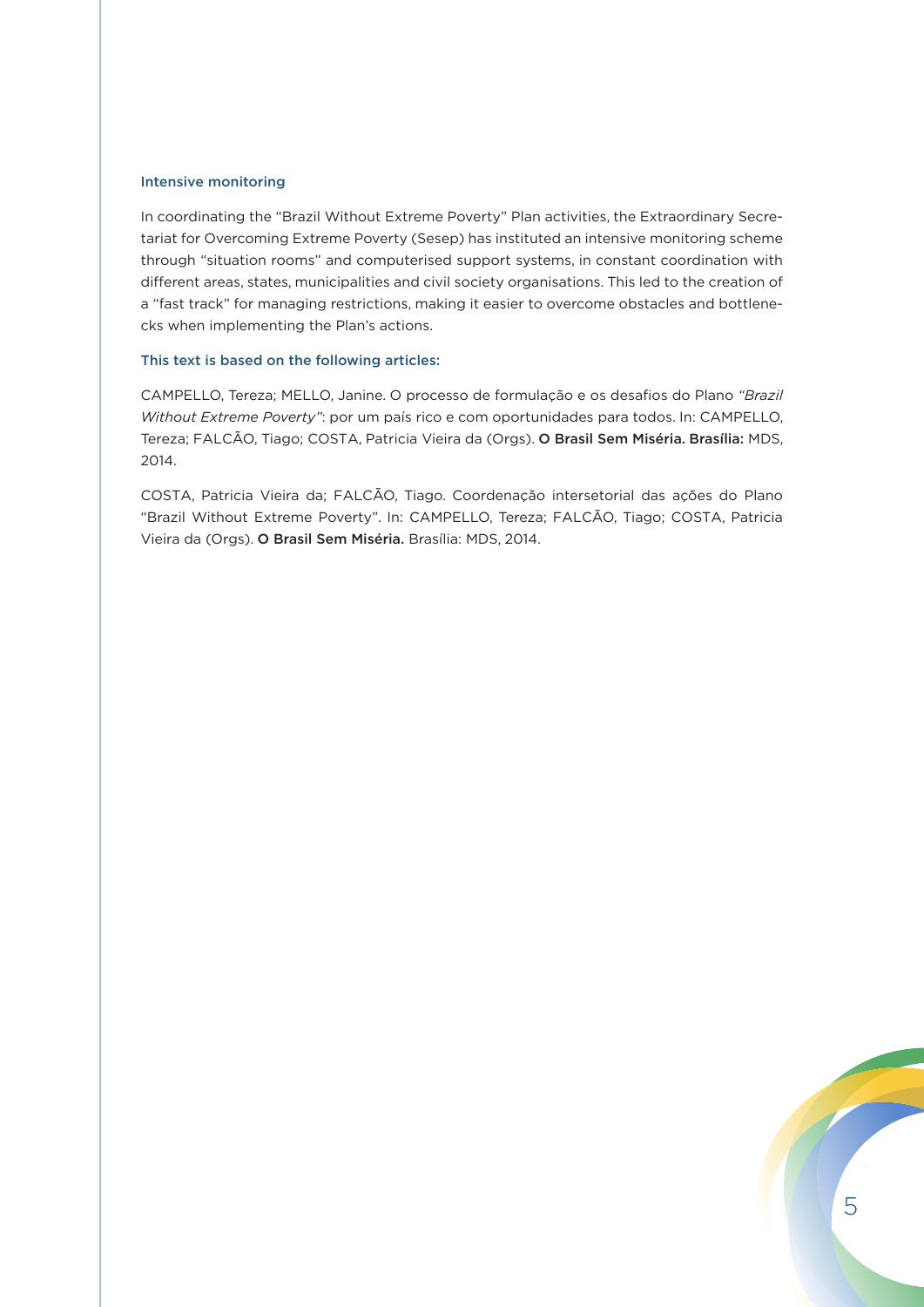### Intensive monitoring

In coordinating the "Brazil Without Extreme Poverty" Plan activities, the Extraordinary Secretariat for Overcoming Extreme Poverty (Sesep) has instituted an intensive monitoring scheme through "situation rooms" and computerised support systems, in constant coordination with different areas, states, municipalities and civil society organisations. This led to the creation of a "fast track" for managing restrictions, making it easier to overcome obstacles and bottlenecks when implementing the Plan's actions.

### This text is based on the following articles:

CAMPELLO, Tereza; MELLO, Janine. O processo de formulação e os desafios do Plano *"Brazil Without Extreme Poverty"*: por um país rico e com oportunidades para todos. In: CAMPELLO, Tereza; FALCÃO, Tiago; COSTA, Patricia Vieira da (Orgs). **O Brasil Sem Miséria. Brasília:** MDS, 2014.

COSTA, Patricia Vieira da; FALCÃO, Tiago. Coordenação intersetorial das ações do Plano "Brazil Without Extreme Poverty". In: CAMPELLO, Tereza; FALCÃO, Tiago; COSTA, Patricia Vieira da (Orgs). **O Brasil Sem Miséria.** Brasília: MDS, 2014.